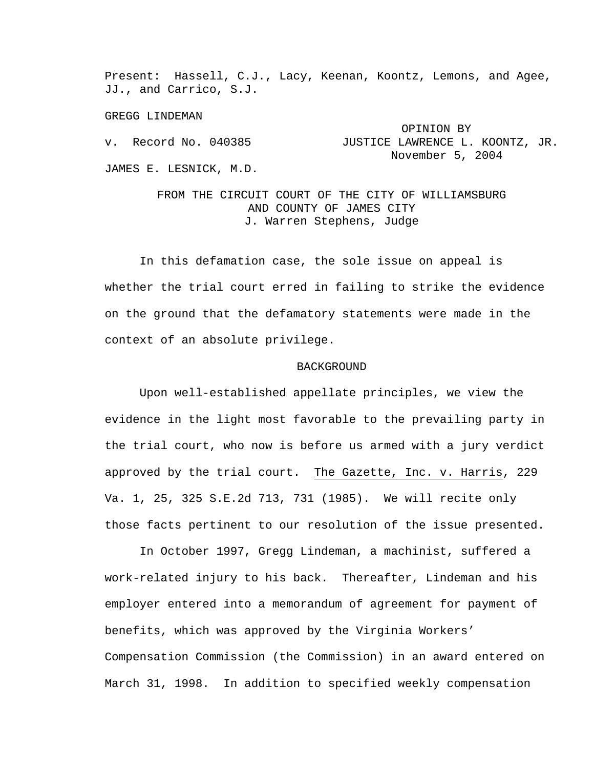Present: Hassell, C.J., Lacy, Keenan, Koontz, Lemons, and Agee, JJ., and Carrico, S.J.

GREGG LINDEMAN

v. Record No. 040385

OPINION BY JUSTICE LAWRENCE L. KOONTZ, JR.
November 5, 2004

JAMES E. LESNICK, M.D.

FROM THE CIRCUIT COURT OF THE CITY OF WILLIAMSBURG AND COUNTY OF JAMES CITY
J. Warren Stephens, Judge

In this defamation case, the sole issue on appeal is whether the trial court erred in failing to strike the evidence on the ground that the defamatory statements were made in the context of an absolute privilege.

## BACKGROUND

Upon well-established appellate principles, we view the evidence in the light most favorable to the prevailing party in the trial court, who now is before us armed with a jury verdict approved by the trial court. The Gazette, Inc. v. Harris, 229 Va. 1, 25, 325 S.E.2d 713, 731 (1985). We will recite only those facts pertinent to our resolution of the issue presented.

In October 1997, Gregg Lindeman, a machinist, suffered a work-related injury to his back. Thereafter, Lindeman and his employer entered into a memorandum of agreement for payment of benefits, which was approved by the Virginia Workers' Compensation Commission (the Commission) in an award entered on March 31, 1998. In addition to specified weekly compensation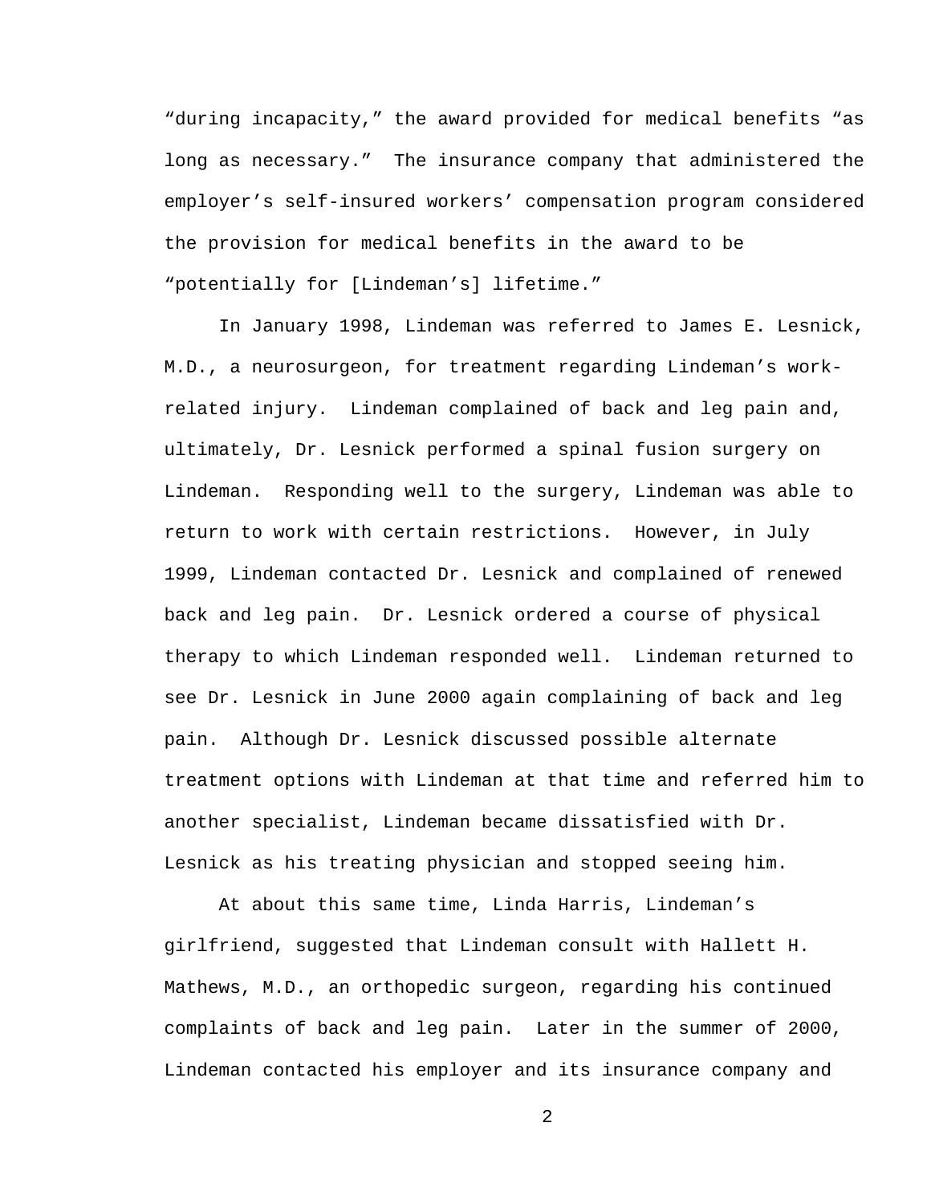"during incapacity," the award provided for medical benefits "as long as necessary." The insurance company that administered the employer's self-insured workers' compensation program considered the provision for medical benefits in the award to be "potentially for [Lindeman's] lifetime."

In January 1998, Lindeman was referred to James E. Lesnick, M.D., a neurosurgeon, for treatment regarding Lindeman's work-related injury. Lindeman complained of back and leg pain and, ultimately, Dr. Lesnick performed a spinal fusion surgery on Lindeman. Responding well to the surgery, Lindeman was able to return to work with certain restrictions. However, in July 1999, Lindeman contacted Dr. Lesnick and complained of renewed back and leg pain. Dr. Lesnick ordered a course of physical therapy to which Lindeman responded well. Lindeman returned to see Dr. Lesnick in June 2000 again complaining of back and leg pain. Although Dr. Lesnick discussed possible alternate treatment options with Lindeman at that time and referred him to another specialist, Lindeman became dissatisfied with Dr. Lesnick as his treating physician and stopped seeing him.

At about this same time, Linda Harris, Lindeman's girlfriend, suggested that Lindeman consult with Hallett H. Mathews, M.D., an orthopedic surgeon, regarding his continued complaints of back and leg pain. Later in the summer of 2000, Lindeman contacted his employer and its insurance company and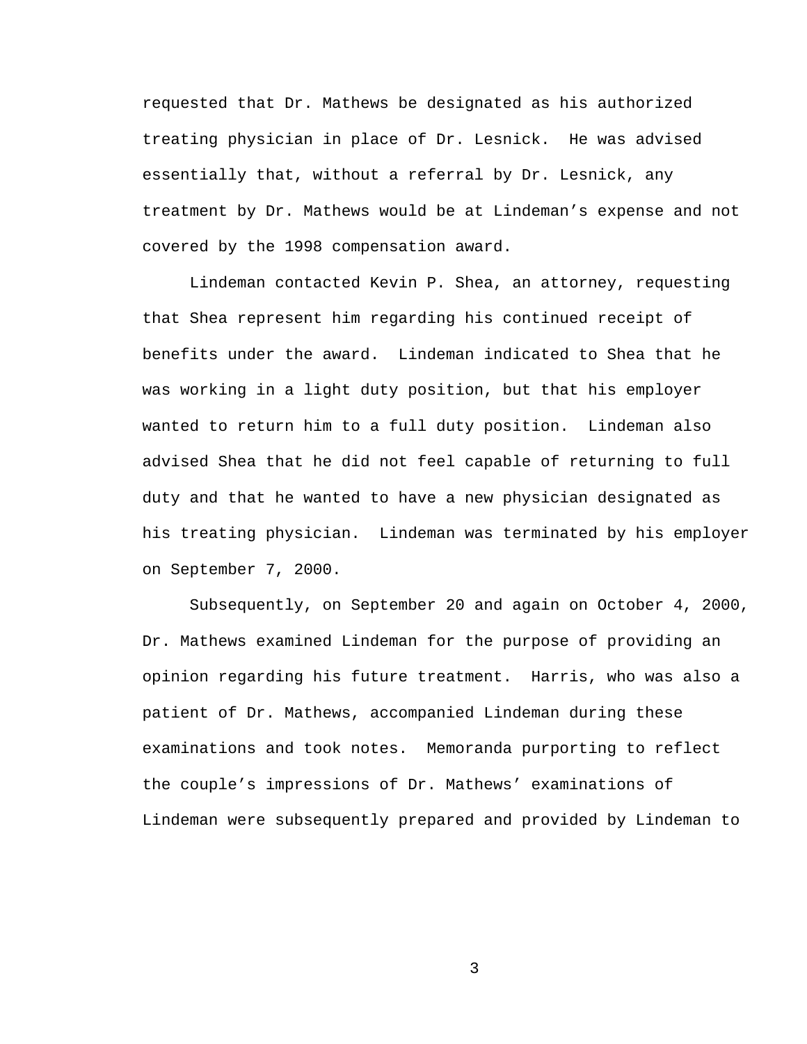requested that Dr. Mathews be designated as his authorized treating physician in place of Dr. Lesnick. He was advised essentially that, without a referral by Dr. Lesnick, any treatment by Dr. Mathews would be at Lindeman's expense and not covered by the 1998 compensation award.

Lindeman contacted Kevin P. Shea, an attorney, requesting that Shea represent him regarding his continued receipt of benefits under the award. Lindeman indicated to Shea that he was working in a light duty position, but that his employer wanted to return him to a full duty position. Lindeman also advised Shea that he did not feel capable of returning to full duty and that he wanted to have a new physician designated as his treating physician. Lindeman was terminated by his employer on September 7, 2000.

Subsequently, on September 20 and again on October 4, 2000, Dr. Mathews examined Lindeman for the purpose of providing an opinion regarding his future treatment. Harris, who was also a patient of Dr. Mathews, accompanied Lindeman during these examinations and took notes. Memoranda purporting to reflect the couple's impressions of Dr. Mathews' examinations of Lindeman were subsequently prepared and provided by Lindeman to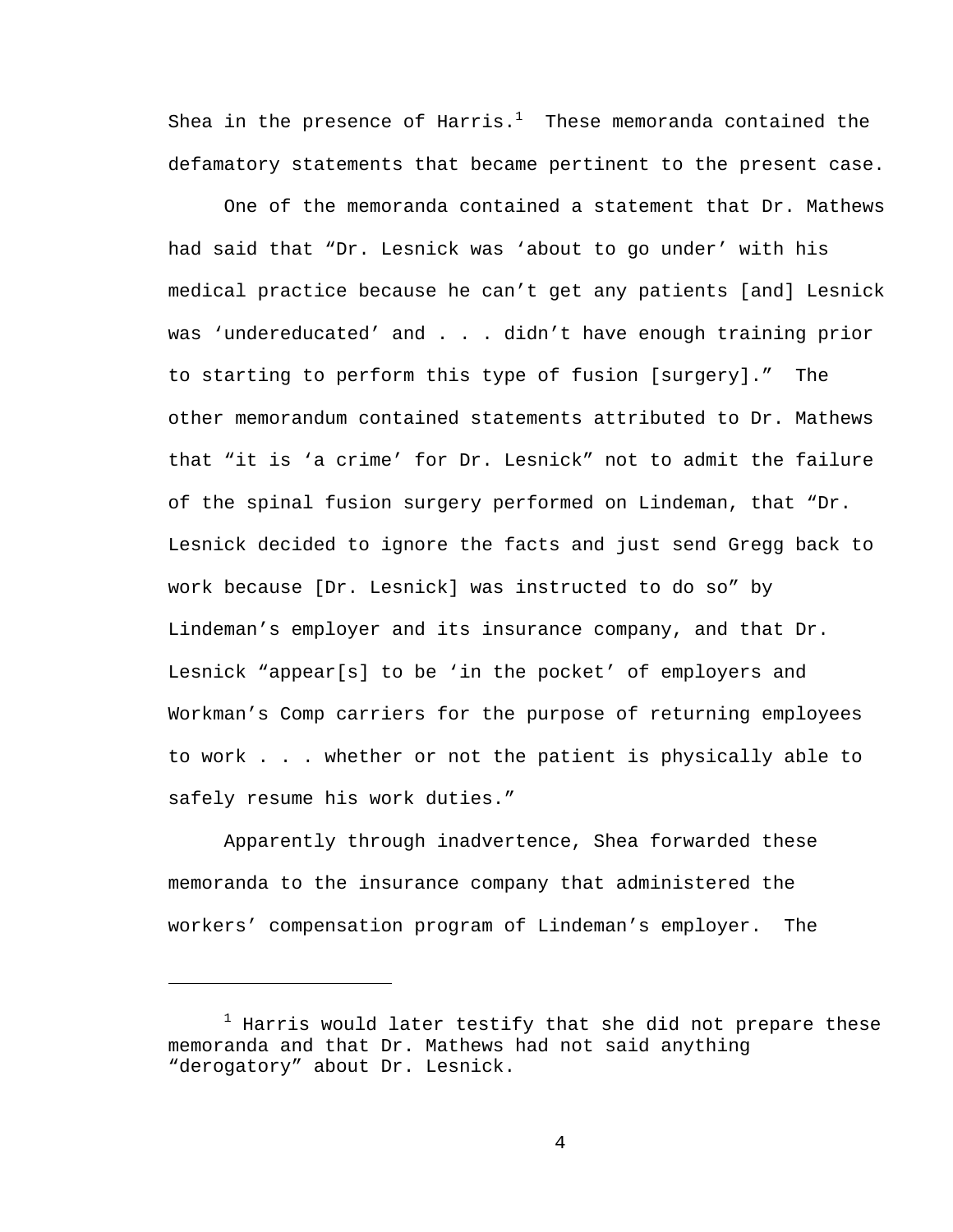Shea in the presence of Harris.[1] These memoranda contained the defamatory statements that became pertinent to the present case.

One of the memoranda contained a statement that Dr. Mathews had said that "Dr. Lesnick was 'about to go under' with his medical practice because he can't get any patients [and] Lesnick was 'undereducated' and . . . didn't have enough training prior to starting to perform this type of fusion [surgery]." The other memorandum contained statements attributed to Dr. Mathews that "it is 'a crime' for Dr. Lesnick" not to admit the failure of the spinal fusion surgery performed on Lindeman, that "Dr. Lesnick decided to ignore the facts and just send Gregg back to work because [Dr. Lesnick] was instructed to do so" by Lindeman's employer and its insurance company, and that Dr. Lesnick "appear[s] to be 'in the pocket' of employers and Workman's Comp carriers for the purpose of returning employees to work . . . whether or not the patient is physically able to safely resume his work duties."

Apparently through inadvertence, Shea forwarded these memoranda to the insurance company that administered the workers' compensation program of Lindeman's employer. The

---

[1] Harris would later testify that she did not prepare these memoranda and that Dr. Mathews had not said anything "derogatory" about Dr. Lesnick.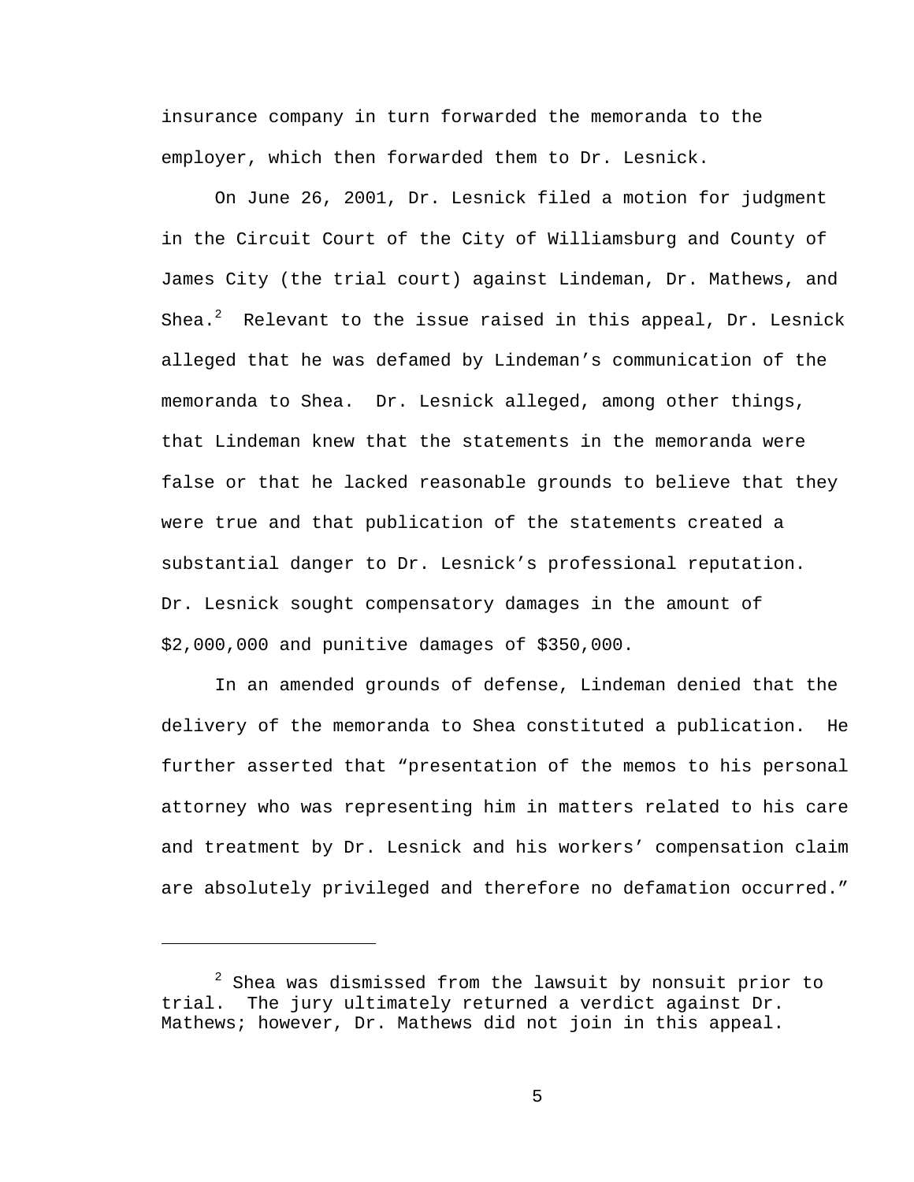insurance company in turn forwarded the memoranda to the employer, which then forwarded them to Dr. Lesnick.

On June 26, 2001, Dr. Lesnick filed a motion for judgment in the Circuit Court of the City of Williamsburg and County of James City (the trial court) against Lindeman, Dr. Mathews, and Shea.[2] Relevant to the issue raised in this appeal, Dr. Lesnick alleged that he was defamed by Lindeman's communication of the memoranda to Shea. Dr. Lesnick alleged, among other things, that Lindeman knew that the statements in the memoranda were false or that he lacked reasonable grounds to believe that they were true and that publication of the statements created a substantial danger to Dr. Lesnick's professional reputation. Dr. Lesnick sought compensatory damages in the amount of $2,000,000 and punitive damages of $350,000.

In an amended grounds of defense, Lindeman denied that the delivery of the memoranda to Shea constituted a publication. He further asserted that "presentation of the memos to his personal attorney who was representing him in matters related to his care and treatment by Dr. Lesnick and his workers' compensation claim are absolutely privileged and therefore no defamation occurred."

---

[2] Shea was dismissed from the lawsuit by nonsuit prior to trial. The jury ultimately returned a verdict against Dr. Mathews; however, Dr. Mathews did not join in this appeal.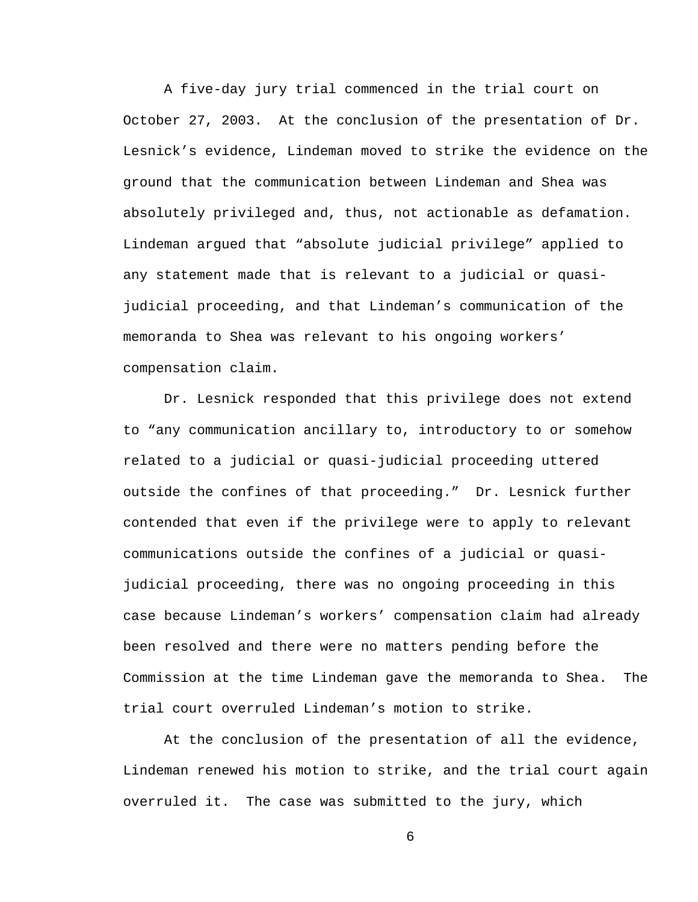A five-day jury trial commenced in the trial court on October 27, 2003. At the conclusion of the presentation of Dr. Lesnick's evidence, Lindeman moved to strike the evidence on the ground that the communication between Lindeman and Shea was absolutely privileged and, thus, not actionable as defamation. Lindeman argued that "absolute judicial privilege" applied to any statement made that is relevant to a judicial or quasi-judicial proceeding, and that Lindeman's communication of the memoranda to Shea was relevant to his ongoing workers' compensation claim.

Dr. Lesnick responded that this privilege does not extend to "any communication ancillary to, introductory to or somehow related to a judicial or quasi-judicial proceeding uttered outside the confines of that proceeding." Dr. Lesnick further contended that even if the privilege were to apply to relevant communications outside the confines of a judicial or quasi-judicial proceeding, there was no ongoing proceeding in this case because Lindeman's workers' compensation claim had already been resolved and there were no matters pending before the Commission at the time Lindeman gave the memoranda to Shea. The trial court overruled Lindeman's motion to strike.

At the conclusion of the presentation of all the evidence, Lindeman renewed his motion to strike, and the trial court again overruled it. The case was submitted to the jury, which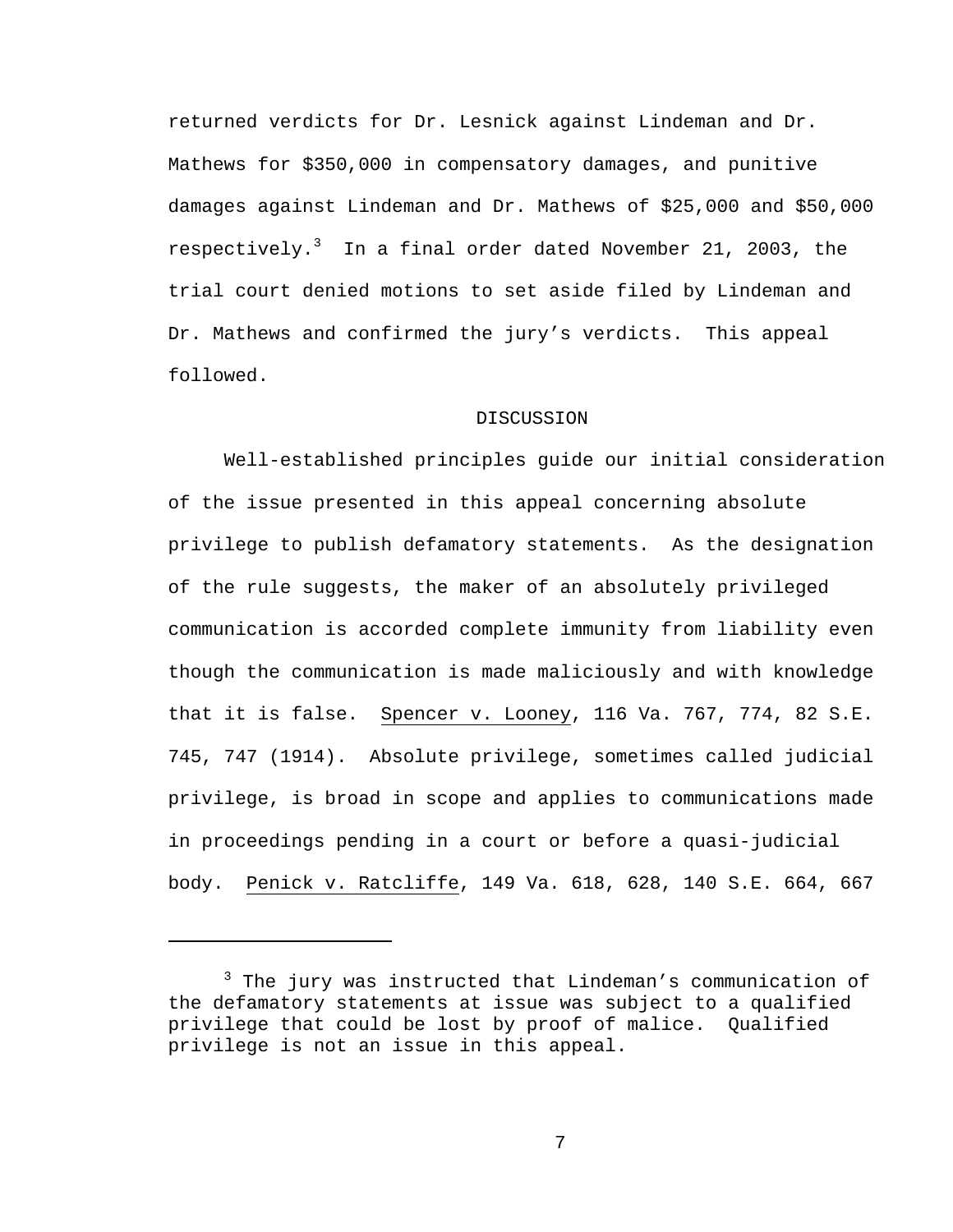returned verdicts for Dr. Lesnick against Lindeman and Dr. Mathews for $350,000 in compensatory damages, and punitive damages against Lindeman and Dr. Mathews of $25,000 and $50,000 respectively.[3] In a final order dated November 21, 2003, the trial court denied motions to set aside filed by Lindeman and Dr. Mathews and confirmed the jury's verdicts. This appeal followed.

## DISCUSSION

Well-established principles guide our initial consideration of the issue presented in this appeal concerning absolute privilege to publish defamatory statements. As the designation of the rule suggests, the maker of an absolutely privileged communication is accorded complete immunity from liability even though the communication is made maliciously and with knowledge that it is false. Spencer v. Looney, 116 Va. 767, 774, 82 S.E. 745, 747 (1914). Absolute privilege, sometimes called judicial privilege, is broad in scope and applies to communications made in proceedings pending in a court or before a quasi-judicial body. Penick v. Ratcliffe, 149 Va. 618, 628, 140 S.E. 664, 667

---

[3] The jury was instructed that Lindeman's communication of the defamatory statements at issue was subject to a qualified privilege that could be lost by proof of malice. Qualified privilege is not an issue in this appeal.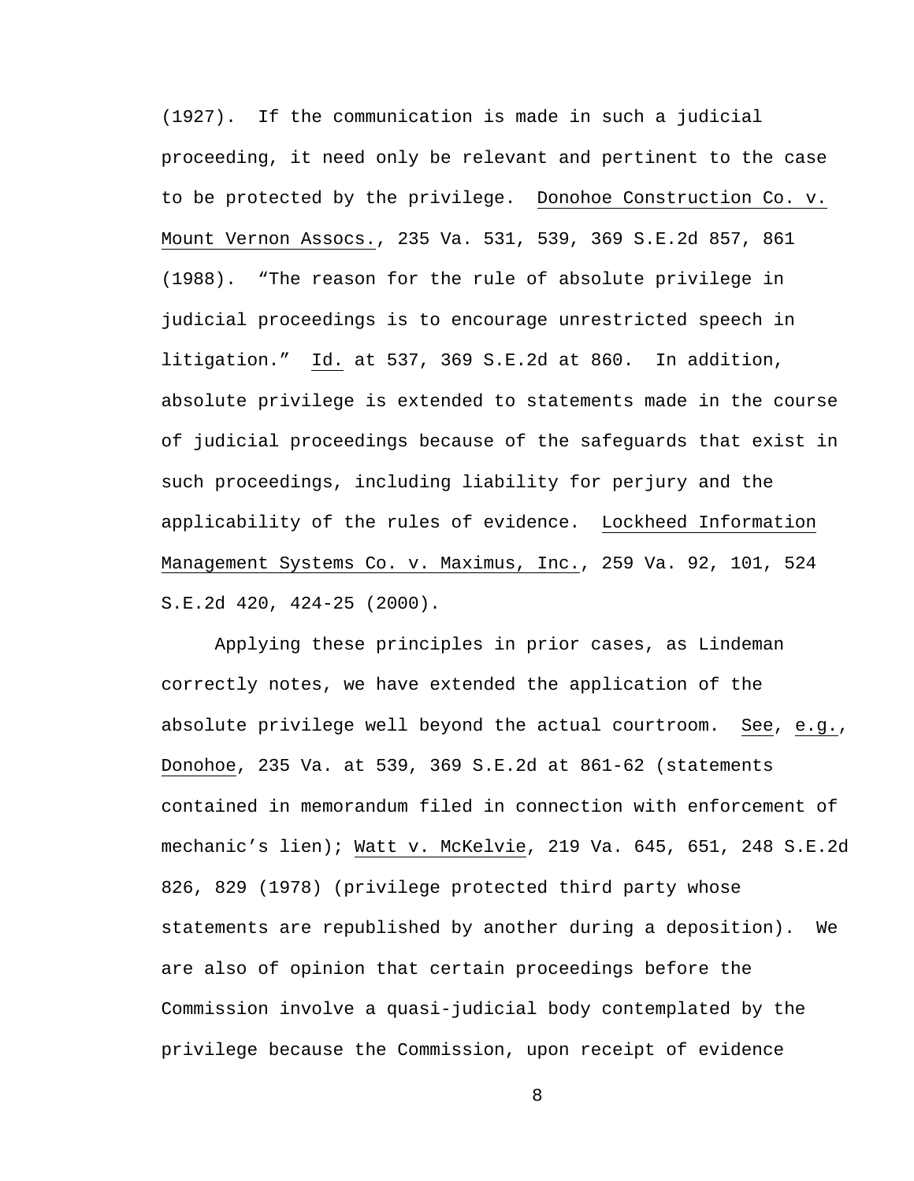(1927). If the communication is made in such a judicial proceeding, it need only be relevant and pertinent to the case to be protected by the privilege. Donohoe Construction Co. v. Mount Vernon Assocs., 235 Va. 531, 539, 369 S.E.2d 857, 861 (1988). "The reason for the rule of absolute privilege in judicial proceedings is to encourage unrestricted speech in litigation." Id. at 537, 369 S.E.2d at 860. In addition, absolute privilege is extended to statements made in the course of judicial proceedings because of the safeguards that exist in such proceedings, including liability for perjury and the applicability of the rules of evidence. Lockheed Information Management Systems Co. v. Maximus, Inc., 259 Va. 92, 101, 524 S.E.2d 420, 424-25 (2000).

Applying these principles in prior cases, as Lindeman correctly notes, we have extended the application of the absolute privilege well beyond the actual courtroom. See, e.g., Donohoe, 235 Va. at 539, 369 S.E.2d at 861-62 (statements contained in memorandum filed in connection with enforcement of mechanic's lien); Watt v. McKelvie, 219 Va. 645, 651, 248 S.E.2d 826, 829 (1978) (privilege protected third party whose statements are republished by another during a deposition). We are also of opinion that certain proceedings before the Commission involve a quasi-judicial body contemplated by the privilege because the Commission, upon receipt of evidence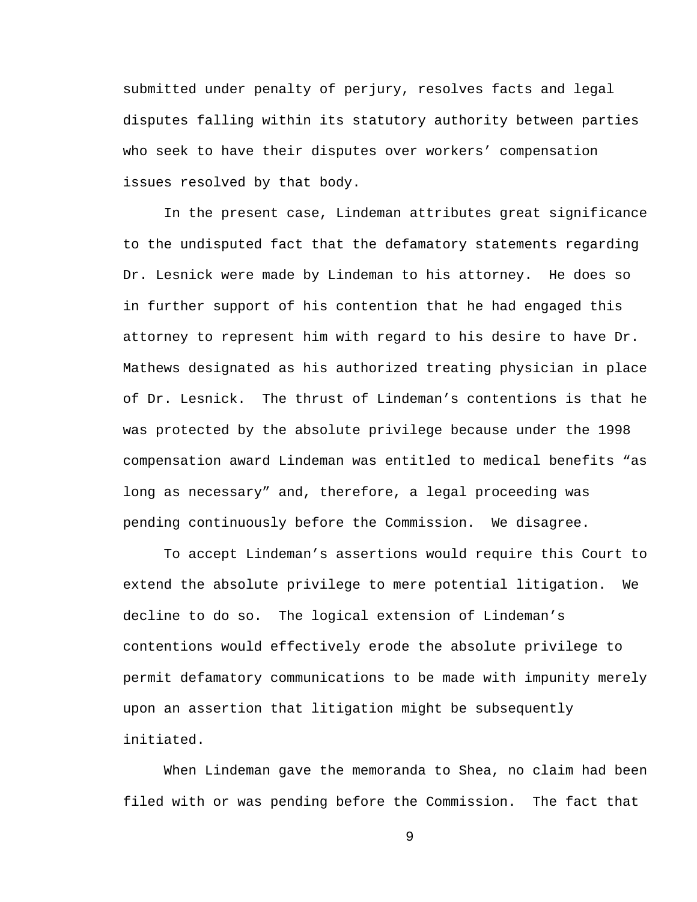submitted under penalty of perjury, resolves facts and legal disputes falling within its statutory authority between parties who seek to have their disputes over workers' compensation issues resolved by that body.

In the present case, Lindeman attributes great significance to the undisputed fact that the defamatory statements regarding Dr. Lesnick were made by Lindeman to his attorney. He does so in further support of his contention that he had engaged this attorney to represent him with regard to his desire to have Dr. Mathews designated as his authorized treating physician in place of Dr. Lesnick. The thrust of Lindeman's contentions is that he was protected by the absolute privilege because under the 1998 compensation award Lindeman was entitled to medical benefits "as long as necessary" and, therefore, a legal proceeding was pending continuously before the Commission. We disagree.

To accept Lindeman's assertions would require this Court to extend the absolute privilege to mere potential litigation. We decline to do so. The logical extension of Lindeman's contentions would effectively erode the absolute privilege to permit defamatory communications to be made with impunity merely upon an assertion that litigation might be subsequently initiated.

When Lindeman gave the memoranda to Shea, no claim had been filed with or was pending before the Commission. The fact that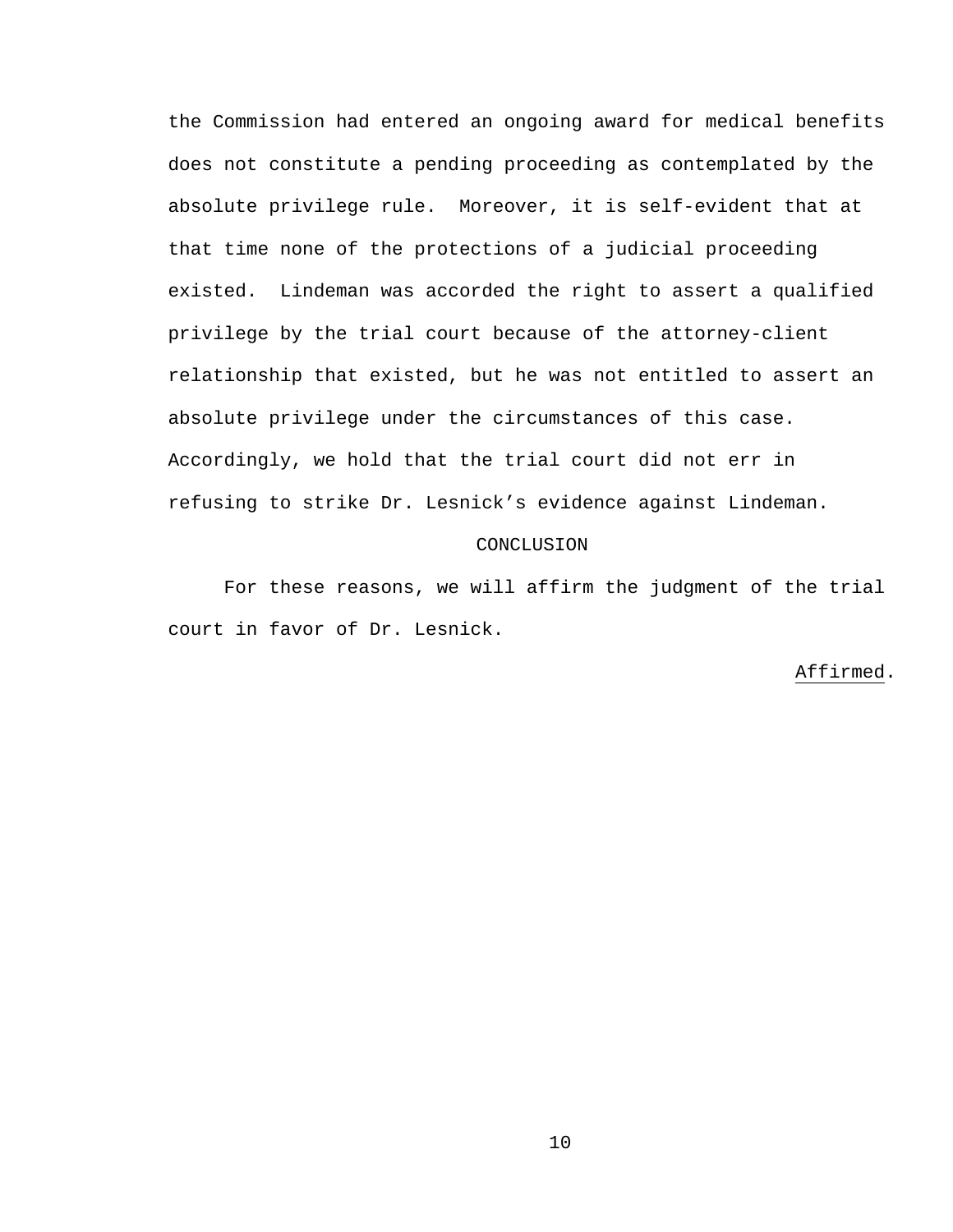the Commission had entered an ongoing award for medical benefits does not constitute a pending proceeding as contemplated by the absolute privilege rule. Moreover, it is self-evident that at that time none of the protections of a judicial proceeding existed. Lindeman was accorded the right to assert a qualified privilege by the trial court because of the attorney-client relationship that existed, but he was not entitled to assert an absolute privilege under the circumstances of this case. Accordingly, we hold that the trial court did not err in refusing to strike Dr. Lesnick's evidence against Lindeman.

## CONCLUSION

For these reasons, we will affirm the judgment of the trial court in favor of Dr. Lesnick.

Affirmed.